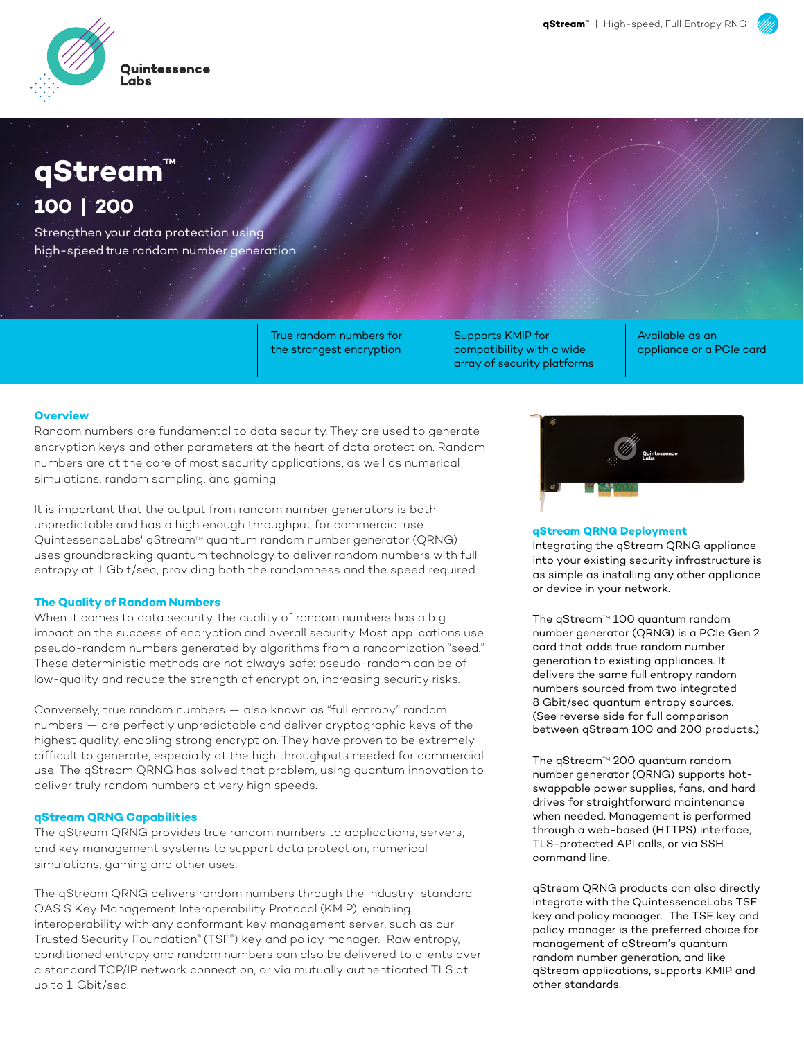Quintessence Labs

# qStream™

## 100 | 200

Strengthen your data protection using high-speed true random number generation

- True random numbers for the strongest encryption
- Supports KMIP for compatibility with a wide array of security platforms
- Available as an appliance or a PCIe card

### Overview

Random numbers are fundamental to data security. They are used to generate encryption keys and other parameters at the heart of data protection. Random numbers are at the core of most security applications, as well as numerical simulations, random sampling, and gaming.

It is important that the output from random number generators is both unpredictable and has a high enough throughput for commercial use. QuintessenceLabs' qStream™ quantum random number generator (QRNG) uses groundbreaking quantum technology to deliver random numbers with full entropy at 1 Gbit/sec, providing both the randomness and the speed required.

### The Quality of Random Numbers

When it comes to data security, the quality of random numbers has a big impact on the success of encryption and overall security. Most applications use pseudo-random numbers generated by algorithms from a randomization "seed." These deterministic methods are not always safe: pseudo-random can be of low-quality and reduce the strength of encryption, increasing security risks.

Conversely, true random numbers — also known as "full entropy" random numbers — are perfectly unpredictable and deliver cryptographic keys of the highest quality, enabling strong encryption. They have proven to be extremely difficult to generate, especially at the high throughputs needed for commercial use. The qStream QRNG has solved that problem, using quantum innovation to deliver truly random numbers at very high speeds.

### qStream QRNG Capabilities

The qStream QRNG provides true random numbers to applications, servers, and key management systems to support data protection, numerical simulations, gaming and other uses.

The qStream QRNG delivers random numbers through the industry-standard OASIS Key Management Interoperability Protocol (KMIP), enabling interoperability with any conformant key management server, such as our Trusted Security Foundation® (TSF®) key and policy manager. Raw entropy, conditioned entropy and random numbers can also be delivered to clients over a standard TCP/IP network connection, or via mutually authenticated TLS at up to 1 Gbit/sec.

### qStream QRNG Deployment

Integrating the qStream QRNG appliance into your existing security infrastructure is as simple as installing any other appliance or device in your network.

The qStream™ 100 quantum random number generator (QRNG) is a PCIe Gen 2 card that adds true random number generation to existing appliances. It delivers the same full entropy random numbers sourced from two integrated 8 Gbit/sec quantum entropy sources. (See reverse side for full comparison between qStream 100 and 200 products.)

The qStream™ 200 quantum random number generator (QRNG) supports hot-swappable power supplies, fans, and hard drives for straightforward maintenance when needed. Management is performed through a web-based (HTTPS) interface, TLS-protected API calls, or via SSH command line.

qStream QRNG products can also directly integrate with the QuintessenceLabs TSF key and policy manager. The TSF key and policy manager is the preferred choice for management of qStream's quantum random number generation, and like qStream applications, supports KMIP and other standards.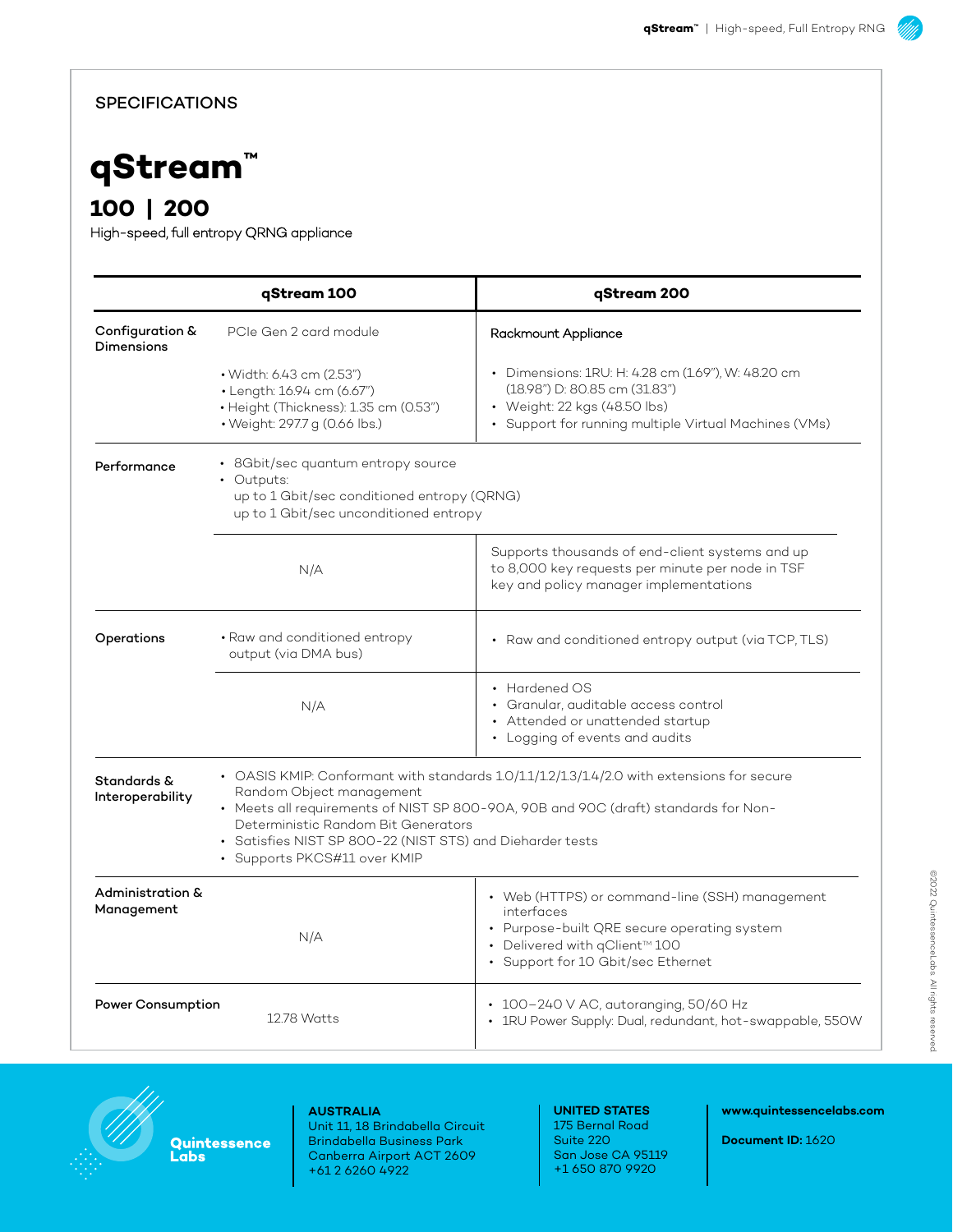SPECIFICATIONS

# qStream™

## 100 | 200

High-speed, full entropy QRNG appliance

| | qStream 100 | qStream 200 |
|---|---|---|
| Configuration & Dimensions | PCIe Gen 2 card module | Rackmount Appliance |
| | • Width: 6.43 cm (2.53")<br>• Length: 16.94 cm (6.67")<br>• Height (Thickness): 1.35 cm (0.53")<br>• Weight: 297.7 g (0.66 lbs.) | • Dimensions: 1RU: H: 4.28 cm (1.69"), W: 48.20 cm (18.98") D: 80.85 cm (31.83")<br>• Weight: 22 kgs (48.50 lbs)<br>• Support for running multiple Virtual Machines (VMs) |
| Performance | • 8Gbit/sec quantum entropy source<br>• Outputs:<br>up to 1 Gbit/sec conditioned entropy (QRNG)<br>up to 1 Gbit/sec unconditioned entropy | |
| | N/A | Supports thousands of end-client systems and up to 8,000 key requests per minute per node in TSF key and policy manager implementations |
| Operations | • Raw and conditioned entropy output (via DMA bus) | • Raw and conditioned entropy output (via TCP, TLS) |
| | N/A | • Hardened OS<br>• Granular, auditable access control<br>• Attended or unattended startup<br>• Logging of events and audits |
| Standards & Interoperability | • OASIS KMIP: Conformant with standards 1.0/1.1/1.2/1.3/1.4/2.0 with extensions for secure Random Object management<br>• Meets all requirements of NIST SP 800-90A, 90B and 90C (draft) standards for Non-Deterministic Random Bit Generators<br>• Satisfies NIST SP 800-22 (NIST STS) and Dieharder tests<br>• Supports PKCS#11 over KMIP | |
| Administration & Management | N/A | • Web (HTTPS) or command-line (SSH) management interfaces<br>• Purpose-built QRE secure operating system<br>• Delivered with qClient™ 100<br>• Support for 10 Gbit/sec Ethernet |
| Power Consumption | 12.78 Watts | • 100–240 V AC, autoranging, 50/60 Hz<br>• 1RU Power Supply: Dual, redundant, hot-swappable, 550W |

Quintessence Labs

**AUSTRALIA**
Unit 11, 18 Brindabella Circuit
Brindabella Business Park
Canberra Airport ACT 2609
+61 2 6260 4922

**UNITED STATES**
175 Bernal Road
Suite 220
San Jose CA 95119
+1 650 870 9920

**www.quintessencelabs.com**

**Document ID:** 1620

©2022 QuintessenceLabs All rights reserved